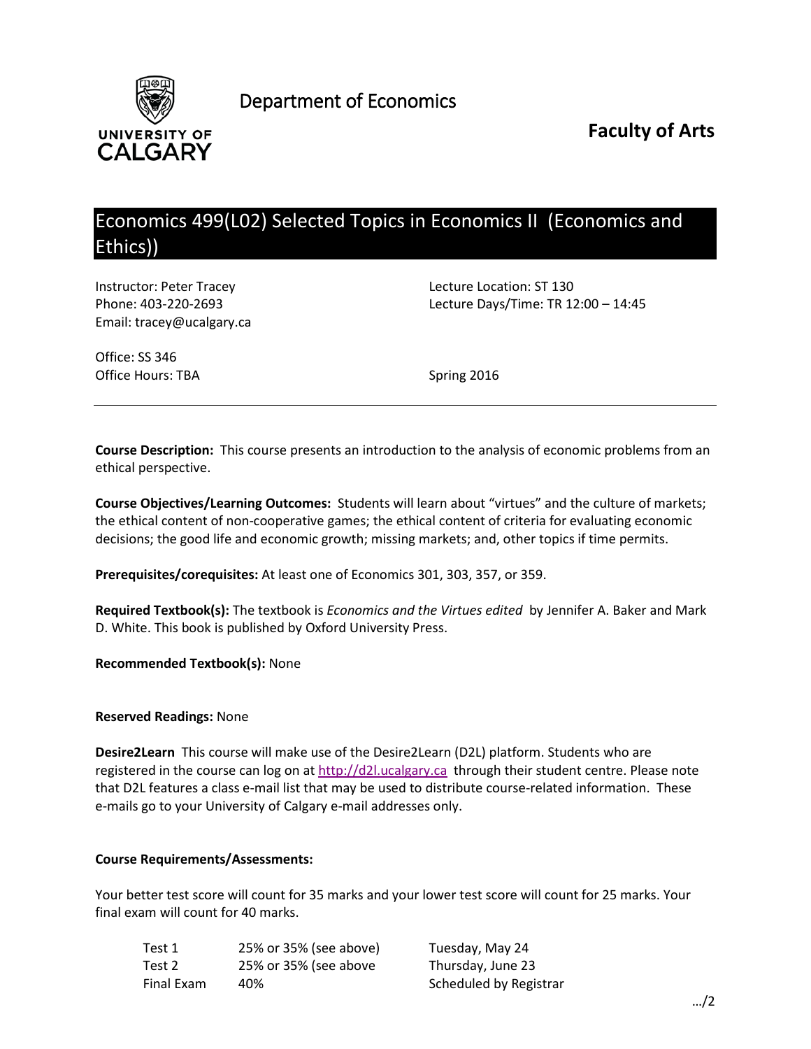Department of Economics

**Faculty of Arts**

# Economics 499(L02) Selected Topics in Economics II (Economics and Ethics))

Instructor: Peter Tracey
Phone: 403-220-2693
Email: tracey@ucalgary.ca

Office: SS 346
Office Hours: TBA

Lecture Location: ST 130
Lecture Days/Time: TR 12:00 – 14:45

Spring 2016

---

**Course Description:** This course presents an introduction to the analysis of economic problems from an ethical perspective.

**Course Objectives/Learning Outcomes:** Students will learn about "virtues" and the culture of markets; the ethical content of non-cooperative games; the ethical content of criteria for evaluating economic decisions; the good life and economic growth; missing markets; and, other topics if time permits.

**Prerequisites/corequisites:** At least one of Economics 301, 303, 357, or 359.

**Required Textbook(s):** The textbook is *Economics and the Virtues edited* by Jennifer A. Baker and Mark D. White. This book is published by Oxford University Press.

**Recommended Textbook(s):** None

**Reserved Readings:** None

**Desire2Learn** This course will make use of the Desire2Learn (D2L) platform. Students who are registered in the course can log on at http://d2l.ucalgary.ca through their student centre. Please note that D2L features a class e-mail list that may be used to distribute course-related information. These e-mails go to your University of Calgary e-mail addresses only.

**Course Requirements/Assessments:**

Your better test score will count for 35 marks and your lower test score will count for 25 marks. Your final exam will count for 40 marks.

| | | |
|---|---|---|
| Test 1 | 25% or 35% (see above) | Tuesday, May 24 |
| Test 2 | 25% or 35% (see above | Thursday, June 23 |
| Final Exam | 40% | Scheduled by Registrar |

…/2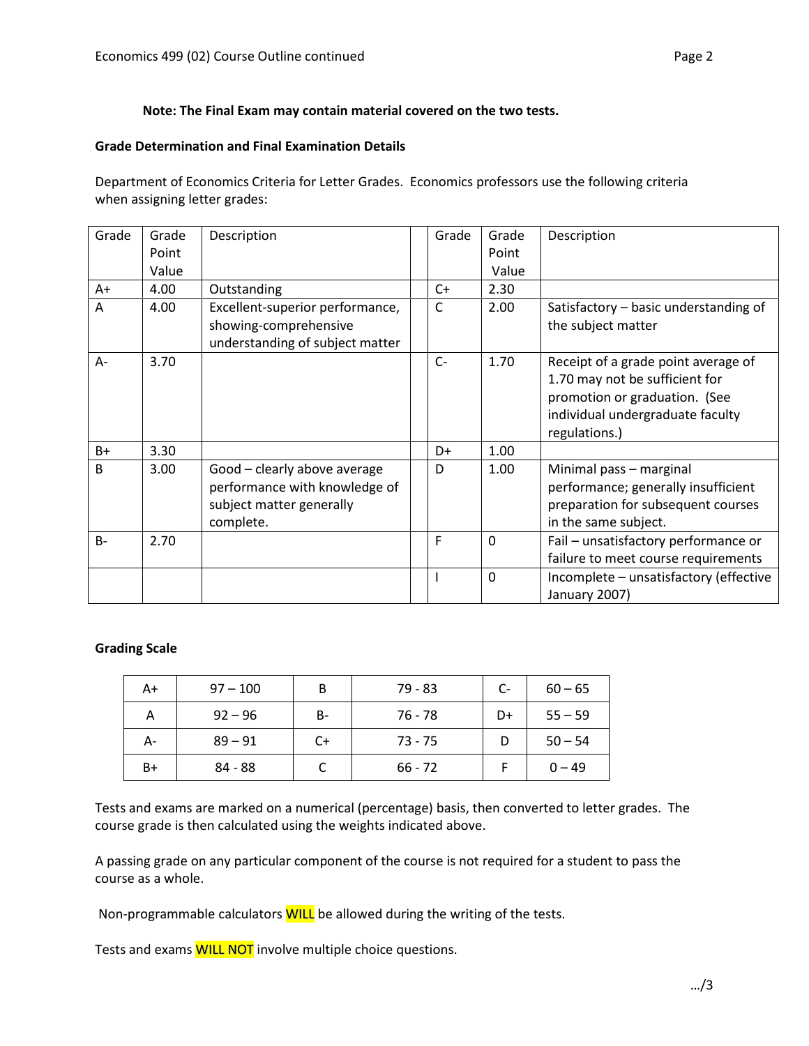**Note: The Final Exam may contain material covered on the two tests.**

**Grade Determination and Final Examination Details**

Department of Economics Criteria for Letter Grades. Economics professors use the following criteria when assigning letter grades:

| Grade | Grade Point Value | Description | | Grade | Grade Point Value | Description |
|---|---|---|---|---|---|---|
| A+ | 4.00 | Outstanding | | C+ | 2.30 | |
| A | 4.00 | Excellent-superior performance, showing-comprehensive understanding of subject matter | | C | 2.00 | Satisfactory – basic understanding of the subject matter |
| A- | 3.70 | | | C- | 1.70 | Receipt of a grade point average of 1.70 may not be sufficient for promotion or graduation. (See individual undergraduate faculty regulations.) |
| B+ | 3.30 | | | D+ | 1.00 | |
| B | 3.00 | Good – clearly above average performance with knowledge of subject matter generally complete. | | D | 1.00 | Minimal pass – marginal performance; generally insufficient preparation for subsequent courses in the same subject. |
| B- | 2.70 | | | F | 0 | Fail – unsatisfactory performance or failure to meet course requirements |
| | | | | I | 0 | Incomplete – unsatisfactory (effective January 2007) |

**Grading Scale**

| | | | | | |
|---|---|---|---|---|---|
| A+ | 97 – 100 | B | 79 - 83 | C- | 60 – 65 |
| A | 92 – 96 | B- | 76 - 78 | D+ | 55 – 59 |
| A- | 89 – 91 | C+ | 73 - 75 | D | 50 – 54 |
| B+ | 84 - 88 | C | 66 - 72 | F | 0 – 49 |

Tests and exams are marked on a numerical (percentage) basis, then converted to letter grades. The course grade is then calculated using the weights indicated above.

A passing grade on any particular component of the course is not required for a student to pass the course as a whole.

Non-programmable calculators WILL be allowed during the writing of the tests.

Tests and exams WILL NOT involve multiple choice questions.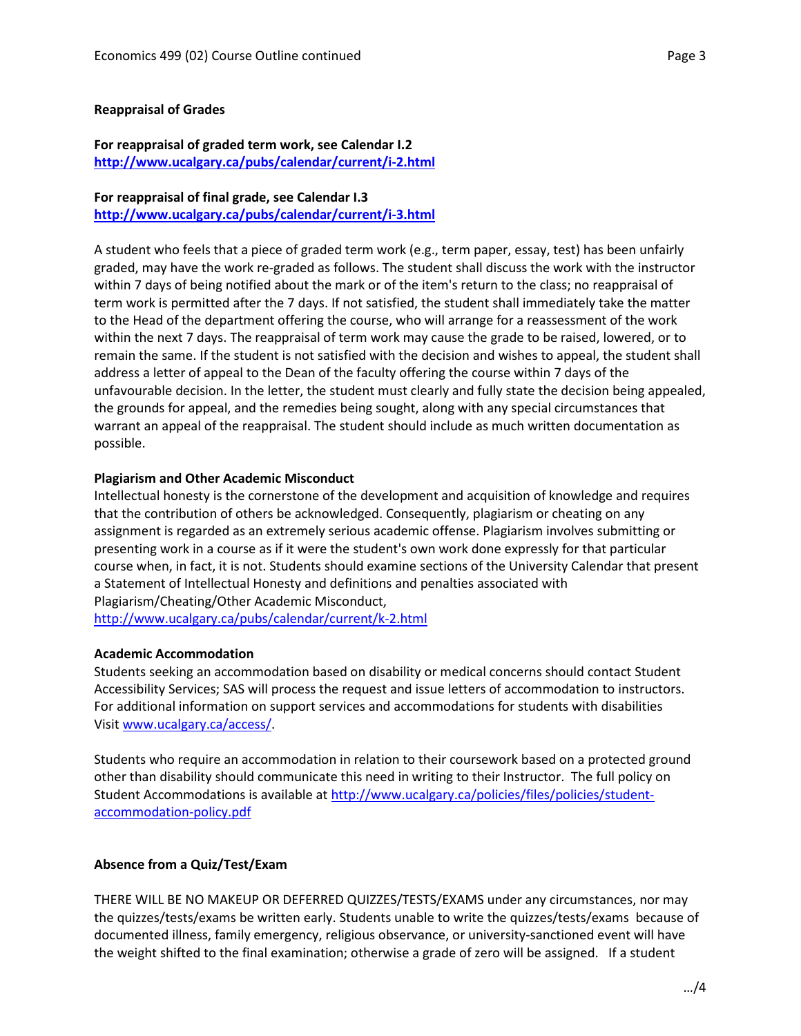**Reappraisal of Grades**

**For reappraisal of graded term work, see Calendar I.2**
**http://www.ucalgary.ca/pubs/calendar/current/i-2.html**

**For reappraisal of final grade, see Calendar I.3**
**http://www.ucalgary.ca/pubs/calendar/current/i-3.html**

A student who feels that a piece of graded term work (e.g., term paper, essay, test) has been unfairly graded, may have the work re-graded as follows. The student shall discuss the work with the instructor within 7 days of being notified about the mark or of the item's return to the class; no reappraisal of term work is permitted after the 7 days. If not satisfied, the student shall immediately take the matter to the Head of the department offering the course, who will arrange for a reassessment of the work within the next 7 days. The reappraisal of term work may cause the grade to be raised, lowered, or to remain the same. If the student is not satisfied with the decision and wishes to appeal, the student shall address a letter of appeal to the Dean of the faculty offering the course within 7 days of the unfavourable decision. In the letter, the student must clearly and fully state the decision being appealed, the grounds for appeal, and the remedies being sought, along with any special circumstances that warrant an appeal of the reappraisal. The student should include as much written documentation as possible.

**Plagiarism and Other Academic Misconduct**

Intellectual honesty is the cornerstone of the development and acquisition of knowledge and requires that the contribution of others be acknowledged. Consequently, plagiarism or cheating on any assignment is regarded as an extremely serious academic offense. Plagiarism involves submitting or presenting work in a course as if it were the student's own work done expressly for that particular course when, in fact, it is not. Students should examine sections of the University Calendar that present a Statement of Intellectual Honesty and definitions and penalties associated with Plagiarism/Cheating/Other Academic Misconduct,
http://www.ucalgary.ca/pubs/calendar/current/k-2.html

**Academic Accommodation**

Students seeking an accommodation based on disability or medical concerns should contact Student Accessibility Services; SAS will process the request and issue letters of accommodation to instructors. For additional information on support services and accommodations for students with disabilities Visit www.ucalgary.ca/access/.

Students who require an accommodation in relation to their coursework based on a protected ground other than disability should communicate this need in writing to their Instructor. The full policy on Student Accommodations is available at http://www.ucalgary.ca/policies/files/policies/student-accommodation-policy.pdf

**Absence from a Quiz/Test/Exam**

THERE WILL BE NO MAKEUP OR DEFERRED QUIZZES/TESTS/EXAMS under any circumstances, nor may the quizzes/tests/exams be written early. Students unable to write the quizzes/tests/exams because of documented illness, family emergency, religious observance, or university-sanctioned event will have the weight shifted to the final examination; otherwise a grade of zero will be assigned. If a student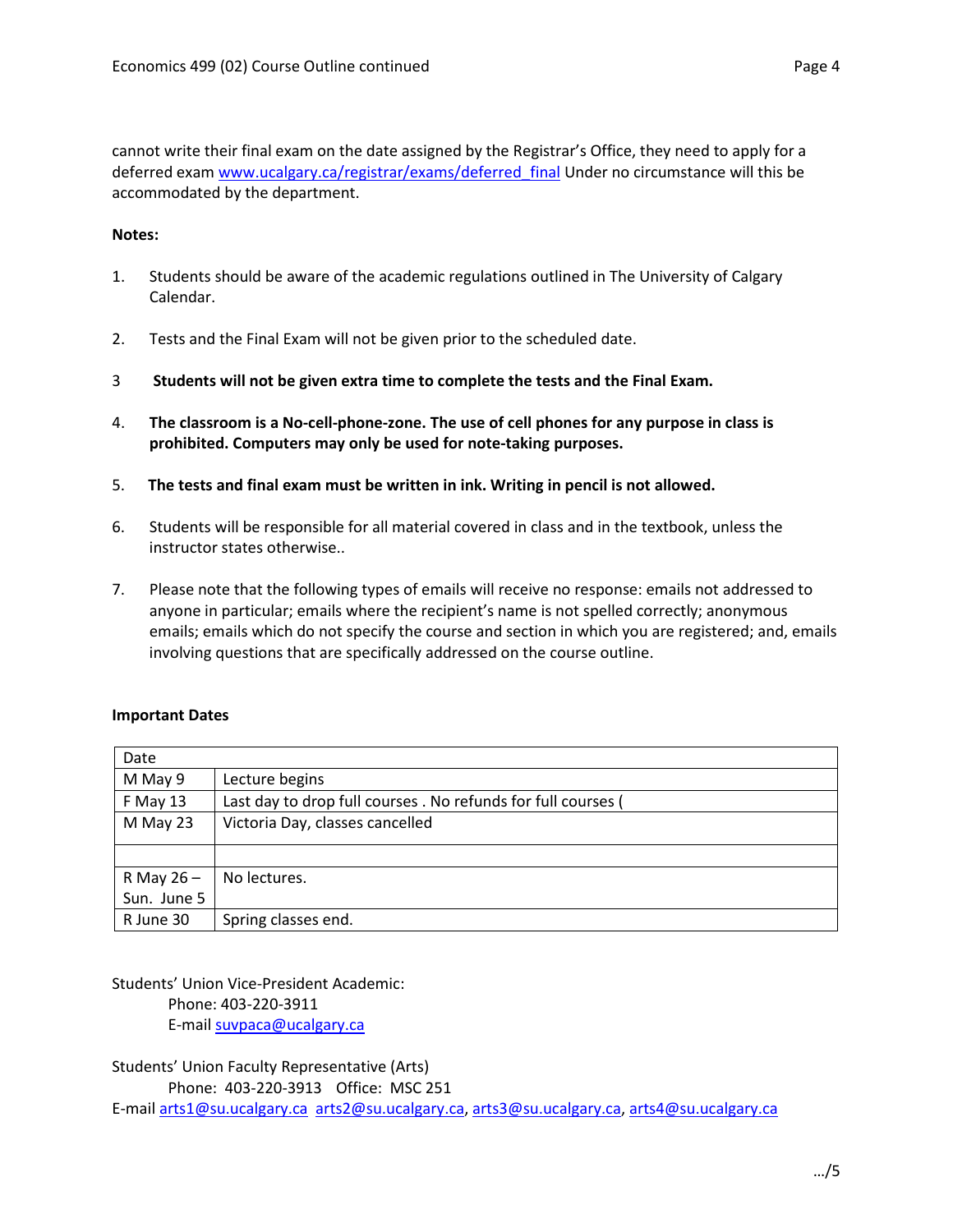cannot write their final exam on the date assigned by the Registrar's Office, they need to apply for a deferred exam [www.ucalgary.ca/registrar/exams/deferred_final](www.ucalgary.ca/registrar/exams/deferred_final) Under no circumstance will this be accommodated by the department.

**Notes:**

1. Students should be aware of the academic regulations outlined in The University of Calgary Calendar.

2. Tests and the Final Exam will not be given prior to the scheduled date.

3 **Students will not be given extra time to complete the tests and the Final Exam.**

4. **The classroom is a No-cell-phone-zone. The use of cell phones for any purpose in class is prohibited. Computers may only be used for note-taking purposes.**

5. **The tests and final exam must be written in ink. Writing in pencil is not allowed.**

6. Students will be responsible for all material covered in class and in the textbook, unless the instructor states otherwise..

7. Please note that the following types of emails will receive no response: emails not addressed to anyone in particular; emails where the recipient's name is not spelled correctly; anonymous emails; emails which do not specify the course and section in which you are registered; and, emails involving questions that are specifically addressed on the course outline.

**Important Dates**

| Date | |
|---|---|
| M May 9 | Lecture begins |
| F May 13 | Last day to drop full courses . No refunds for full courses ( |
| M May 23 | Victoria Day, classes cancelled |
| | |
| R May 26 – Sun. June 5 | No lectures. |
| R June 30 | Spring classes end. |

Students' Union Vice-President Academic:
Phone: 403-220-3911
E-mail [suvpaca@ucalgary.ca](mailto:suvpaca@ucalgary.ca)

Students' Union Faculty Representative (Arts)
Phone: 403-220-3913 Office: MSC 251
E-mail [arts1@su.ucalgary.ca](mailto:arts1@su.ucalgary.ca) [arts2@su.ucalgary.ca](mailto:arts2@su.ucalgary.ca), [arts3@su.ucalgary.ca](mailto:arts3@su.ucalgary.ca), [arts4@su.ucalgary.ca](mailto:arts4@su.ucalgary.ca)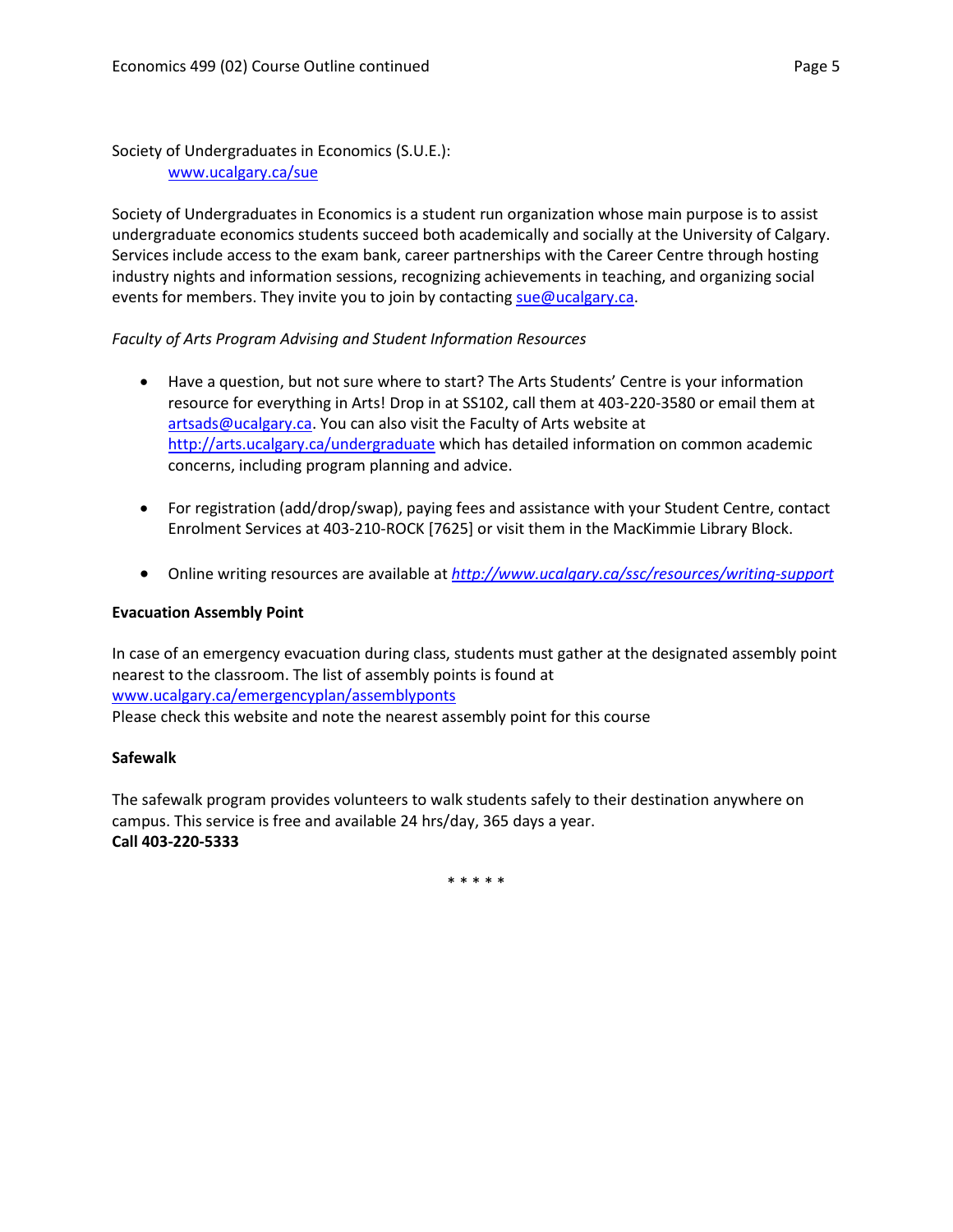Society of Undergraduates in Economics (S.U.E.):
www.ucalgary.ca/sue

Society of Undergraduates in Economics is a student run organization whose main purpose is to assist undergraduate economics students succeed both academically and socially at the University of Calgary. Services include access to the exam bank, career partnerships with the Career Centre through hosting industry nights and information sessions, recognizing achievements in teaching, and organizing social events for members. They invite you to join by contacting sue@ucalgary.ca.

*Faculty of Arts Program Advising and Student Information Resources*

- Have a question, but not sure where to start? The Arts Students' Centre is your information resource for everything in Arts! Drop in at SS102, call them at 403-220-3580 or email them at artsads@ucalgary.ca. You can also visit the Faculty of Arts website at http://arts.ucalgary.ca/undergraduate which has detailed information on common academic concerns, including program planning and advice.

- For registration (add/drop/swap), paying fees and assistance with your Student Centre, contact Enrolment Services at 403-210-ROCK [7625] or visit them in the MacKimmie Library Block.

- Online writing resources are available at *http://www.ucalgary.ca/ssc/resources/writing-support*

**Evacuation Assembly Point**

In case of an emergency evacuation during class, students must gather at the designated assembly point nearest to the classroom. The list of assembly points is found at www.ucalgary.ca/emergencyplan/assemblyponts
Please check this website and note the nearest assembly point for this course

**Safewalk**

The safewalk program provides volunteers to walk students safely to their destination anywhere on campus. This service is free and available 24 hrs/day, 365 days a year.
**Call 403-220-5333**

* * * * *